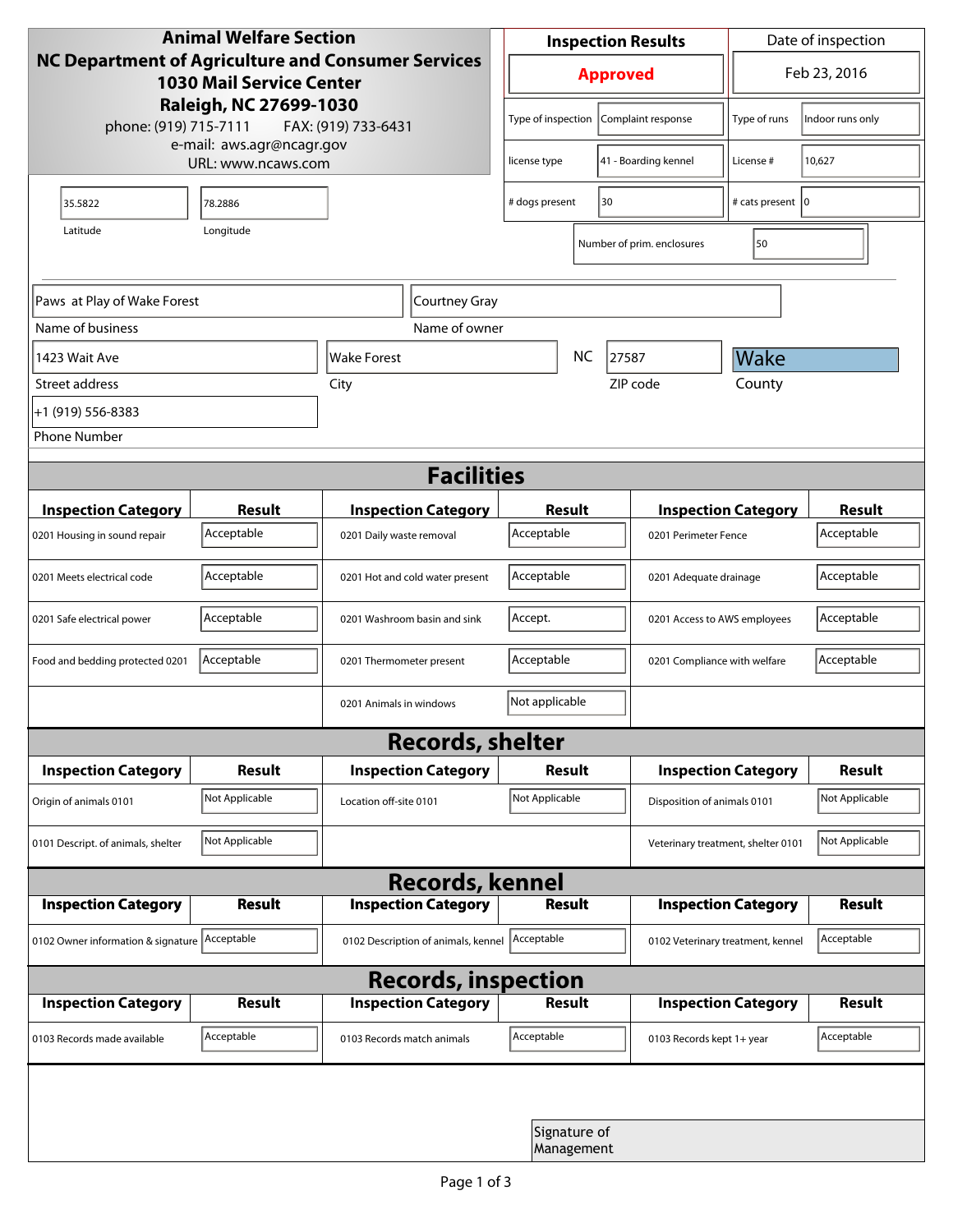**Animal Welfare Section**
**NC Department of Agriculture and Consumer Services**
**1030 Mail Service Center**
**Raleigh, NC 27699-1030**
phone: (919) 715-7111 FAX: (919) 733-6431
e-mail: aws.agr@ncagr.gov
URL: www.ncaws.com

| Inspection Results | Date of inspection |
|---|---|
| **Approved** | Feb 23, 2016 |

| | | | |
|---|---|---|---|
| Type of inspection | Complaint response | Type of runs | Indoor runs only |
| license type | 41 - Boarding kennel | License # | 10,627 |
| # dogs present | 30 | # cats present | 0 |
| Number of prim. enclosures | 50 | | |

| Latitude | Longitude |
|---|---|
| 35.5822 | 78.2886 |

| Name of business | Name of owner |
|---|---|
| Paws at Play of Wake Forest | Courtney Gray |

| Street address | City | State | ZIP code | County |
|---|---|---|---|---|
| 1423 Wait Ave | Wake Forest | NC | 27587 | Wake |

Phone Number: +1 (919) 556-8383

## Facilities

| Inspection Category | Result | Inspection Category | Result | Inspection Category | Result |
|---|---|---|---|---|---|
| 0201 Housing in sound repair | Acceptable | 0201 Daily waste removal | Acceptable | 0201 Perimeter Fence | Acceptable |
| 0201 Meets electrical code | Acceptable | 0201 Hot and cold water present | Acceptable | 0201 Adequate drainage | Acceptable |
| 0201 Safe electrical power | Acceptable | 0201 Washroom basin and sink | Accept. | 0201 Access to AWS employees | Acceptable |
| Food and bedding protected 0201 | Acceptable | 0201 Thermometer present | Acceptable | 0201 Compliance with welfare | Acceptable |
| | | 0201 Animals in windows | Not applicable | | |

## Records, shelter

| Inspection Category | Result | Inspection Category | Result | Inspection Category | Result |
|---|---|---|---|---|---|
| Origin of animals 0101 | Not Applicable | Location off-site 0101 | Not Applicable | Disposition of animals 0101 | Not Applicable |
| 0101 Descript. of animals, shelter | Not Applicable | | | Veterinary treatment, shelter 0101 | Not Applicable |

## Records, kennel

| Inspection Category | Result | Inspection Category | Result | Inspection Category | Result |
|---|---|---|---|---|---|
| 0102 Owner information & signature | Acceptable | 0102 Description of animals, kennel | Acceptable | 0102 Veterinary treatment, kennel | Acceptable |

## Records, inspection

| Inspection Category | Result | Inspection Category | Result | Inspection Category | Result |
|---|---|---|---|---|---|
| 0103 Records made available | Acceptable | 0103 Records match animals | Acceptable | 0103 Records kept 1+ year | Acceptable |

Signature of Management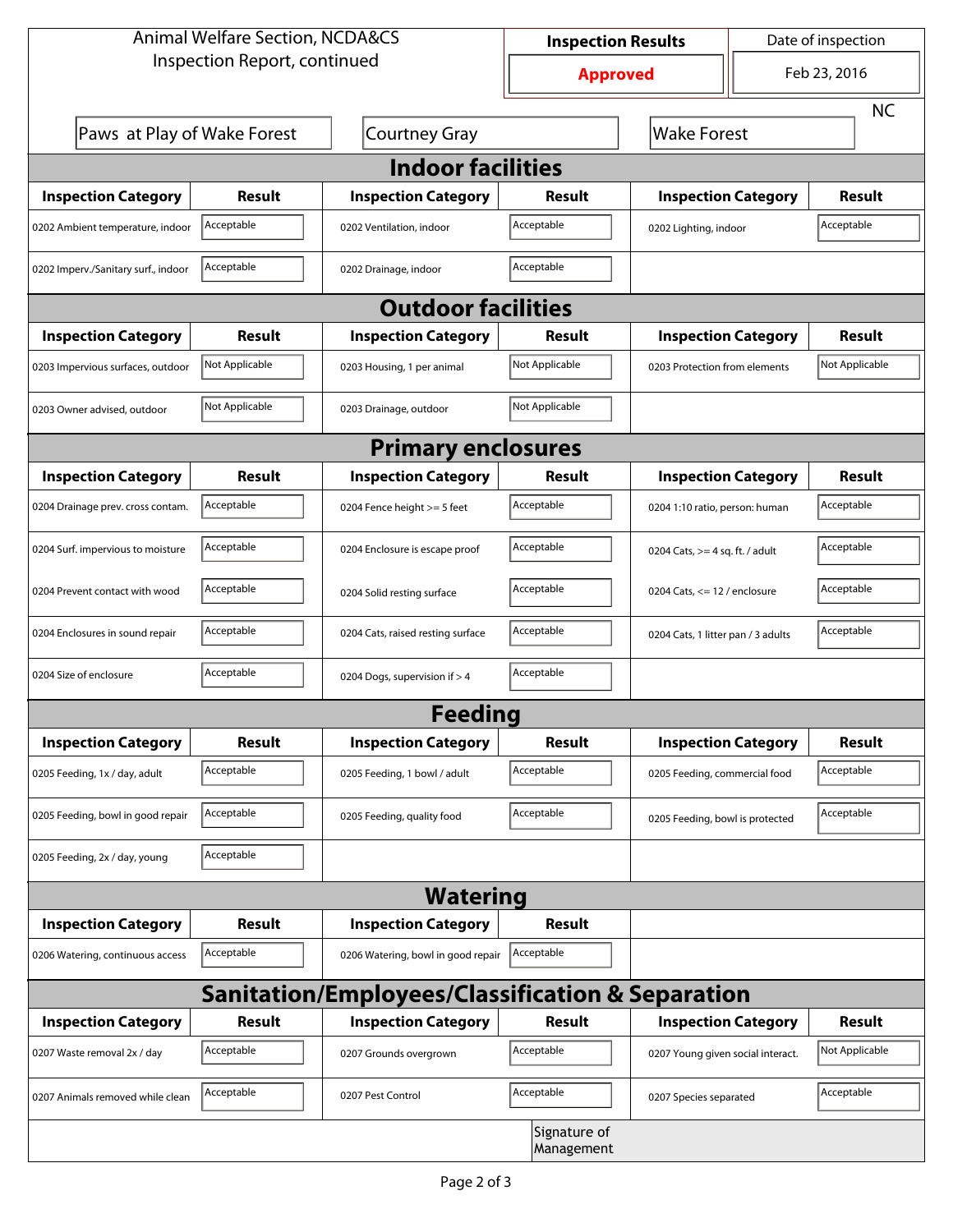Animal Welfare Section, NCDA&CS
Inspection Report, continued

| Inspection Results | Date of inspection |
|---|---|
| **Approved** | Feb 23, 2016 |

Paws at Play of Wake Forest | Courtney Gray | Wake Forest | NC

## Indoor facilities

| Inspection Category | Result | Inspection Category | Result | Inspection Category | Result |
|---|---|---|---|---|---|
| 0202 Ambient temperature, indoor | Acceptable | 0202 Ventilation, indoor | Acceptable | 0202 Lighting, indoor | Acceptable |
| 0202 Imperv./Sanitary surf., indoor | Acceptable | 0202 Drainage, indoor | Acceptable | | |

## Outdoor facilities

| Inspection Category | Result | Inspection Category | Result | Inspection Category | Result |
|---|---|---|---|---|---|
| 0203 Impervious surfaces, outdoor | Not Applicable | 0203 Housing, 1 per animal | Not Applicable | 0203 Protection from elements | Not Applicable |
| 0203 Owner advised, outdoor | Not Applicable | 0203 Drainage, outdoor | Not Applicable | | |

## Primary enclosures

| Inspection Category | Result | Inspection Category | Result | Inspection Category | Result |
|---|---|---|---|---|---|
| 0204 Drainage prev. cross contam. | Acceptable | 0204 Fence height >= 5 feet | Acceptable | 0204 1:10 ratio, person: human | Acceptable |
| 0204 Surf. impervious to moisture | Acceptable | 0204 Enclosure is escape proof | Acceptable | 0204 Cats, >= 4 sq. ft. / adult | Acceptable |
| 0204 Prevent contact with wood | Acceptable | 0204 Solid resting surface | Acceptable | 0204 Cats, <= 12 / enclosure | Acceptable |
| 0204 Enclosures in sound repair | Acceptable | 0204 Cats, raised resting surface | Acceptable | 0204 Cats, 1 litter pan / 3 adults | Acceptable |
| 0204 Size of enclosure | Acceptable | 0204 Dogs, supervision if > 4 | Acceptable | | |

## Feeding

| Inspection Category | Result | Inspection Category | Result | Inspection Category | Result |
|---|---|---|---|---|---|
| 0205 Feeding, 1x / day, adult | Acceptable | 0205 Feeding, 1 bowl / adult | Acceptable | 0205 Feeding, commercial food | Acceptable |
| 0205 Feeding, bowl in good repair | Acceptable | 0205 Feeding, quality food | Acceptable | 0205 Feeding, bowl is protected | Acceptable |
| 0205 Feeding, 2x / day, young | Acceptable | | | | |

## Watering

| Inspection Category | Result | Inspection Category | Result |
|---|---|---|---|
| 0206 Watering, continuous access | Acceptable | 0206 Watering, bowl in good repair | Acceptable |

## Sanitation/Employees/Classification & Separation

| Inspection Category | Result | Inspection Category | Result | Inspection Category | Result |
|---|---|---|---|---|---|
| 0207 Waste removal 2x / day | Acceptable | 0207 Grounds overgrown | Acceptable | 0207 Young given social interact. | Not Applicable |
| 0207 Animals removed while clean | Acceptable | 0207 Pest Control | Acceptable | 0207 Species separated | Acceptable |

Signature of Management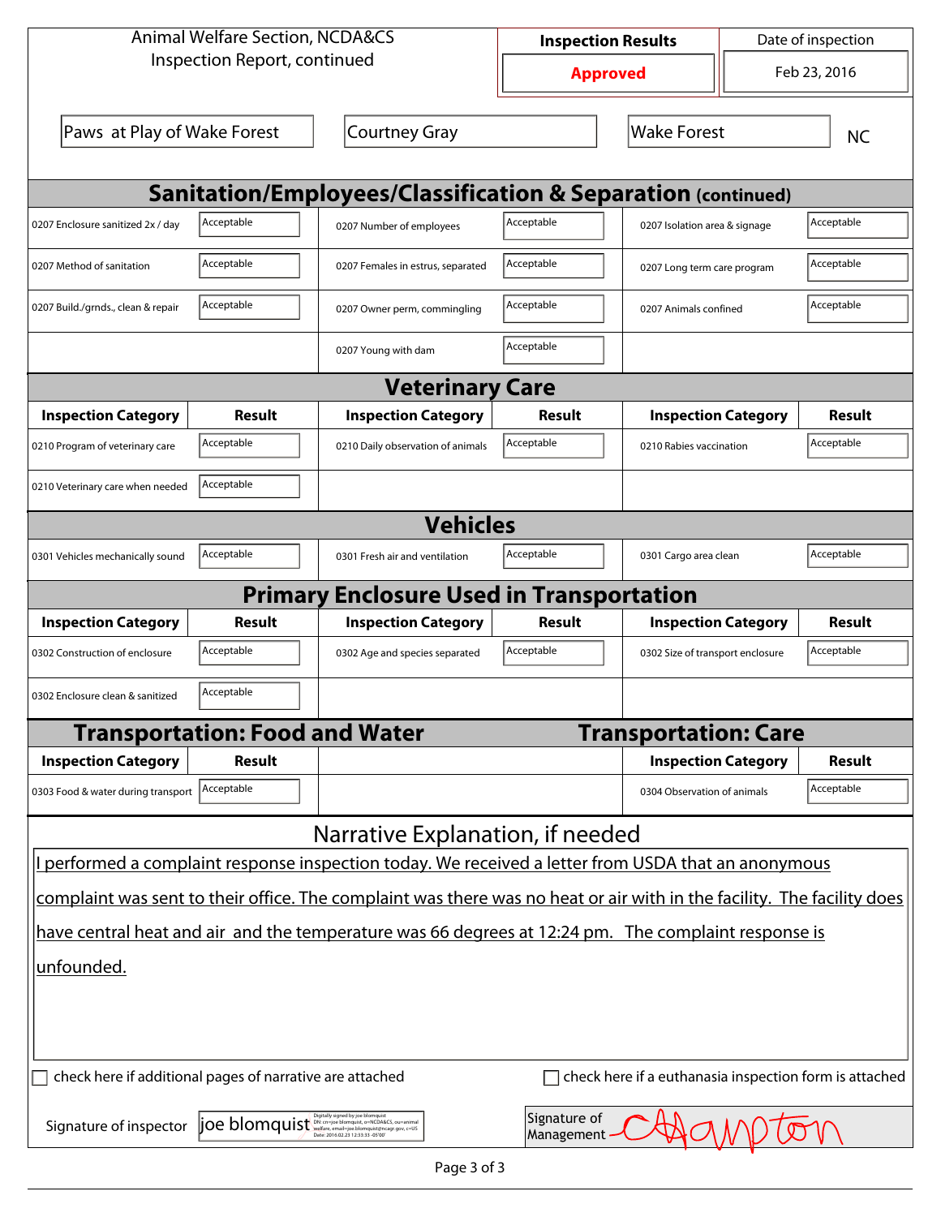Animal Welfare Section, NCDA&CS
Inspection Report, continued

| Inspection Results | Date of inspection |
|---|---|
| **Approved** | Feb 23, 2016 |

Paws at Play of Wake Forest | Courtney Gray | Wake Forest | NC

## Sanitation/Employees/Classification & Separation (continued)

| | | | | | |
|---|---|---|---|---|---|
| 0207 Enclosure sanitized 2x / day | Acceptable | 0207 Number of employees | Acceptable | 0207 Isolation area & signage | Acceptable |
| 0207 Method of sanitation | Acceptable | 0207 Females in estrus, separated | Acceptable | 0207 Long term care program | Acceptable |
| 0207 Build./grnds., clean & repair | Acceptable | 0207 Owner perm, commingling | Acceptable | 0207 Animals confined | Acceptable |
| | | 0207 Young with dam | Acceptable | | |

## Veterinary Care

| Inspection Category | Result | Inspection Category | Result | Inspection Category | Result |
|---|---|---|---|---|---|
| 0210 Program of veterinary care | Acceptable | 0210 Daily observation of animals | Acceptable | 0210 Rabies vaccination | Acceptable |
| 0210 Veterinary care when needed | Acceptable | | | | |

## Vehicles

| | | | | | |
|---|---|---|---|---|---|
| 0301 Vehicles mechanically sound | Acceptable | 0301 Fresh air and ventilation | Acceptable | 0301 Cargo area clean | Acceptable |

## Primary Enclosure Used in Transportation

| Inspection Category | Result | Inspection Category | Result | Inspection Category | Result |
|---|---|---|---|---|---|
| 0302 Construction of enclosure | Acceptable | 0302 Age and species separated | Acceptable | 0302 Size of transport enclosure | Acceptable |
| 0302 Enclosure clean & sanitized | Acceptable | | | | |

## Transportation: Food and Water / Transportation: Care

| Inspection Category | Result | | Inspection Category | Result |
|---|---|---|---|---|
| 0303 Food & water during transport | Acceptable | | 0304 Observation of animals | Acceptable |

## Narrative Explanation, if needed

I performed a complaint response inspection today. We received a letter from USDA that an anonymous complaint was sent to their office. The complaint was there was no heat or air with in the facility. The facility does have central heat and air and the temperature was 66 degrees at 12:24 pm. The complaint response is unfounded.

☐ check here if additional pages of narrative are attached ☐ check here if a euthanasia inspection form is attached

Signature of inspector: joe blomquist (Digitally signed by joe blomquist DN: cn=joe blomquist, o=NCDA&CS, ou=animal welfare, email=joe.blomquist@ncagr.gov, c=US Date: 2016.02.23 12:33:33 -05'00')

Signature of Management: CHampton